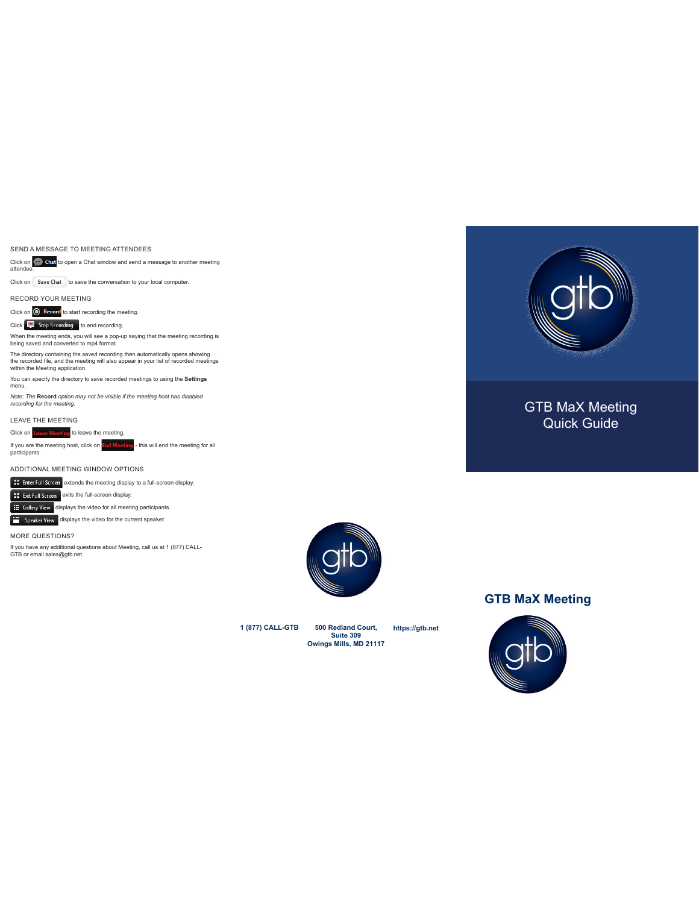## SEND A MESSAGE TO MEETING ATTENDEES

Click on **Chat** to open a Chat window and send a message to another meeting attendee.

Click on **Save Chat** to save the conversation to your local computer.

## RECORD YOUR MEETING

Click on **Record** to start recording the meeting.

Click **Stop Recording** to end recording.

When the meeting ends, you will see a pop-up saying that the meeting recording is being saved and converted to mp4 format.

The directory containing the saved recording then automatically opens showing the recorded file, and the meeting will also appear in your list of recorded meetings within the Meeting application.

You can specify the directory to save recorded meetings to using the **Settings** menu.

*Note: The* **Record** *option may not be visible if the meeting host has disabled recording for the meeting.*

## LEAVE THE MEETING

Click on **Leave Meeting** to leave the meeting.

If you are the meeting host, click on **End Meeting** - this will end the meeting for all participants.

## ADDITIONAL MEETING WINDOW OPTIONS

**Enter Full Screen** extends the meeting display to a full-screen display.

**Exit Full Screen** exits the full-screen display.

**Gallery View** displays the video for all meeting participants.

**Speaker View** displays the video for the current speaker.

## MORE QUESTIONS?

If you have any additional questions about Meeting, call us at 1 (877) CALL-GTB or email sales@gtb.net.

**1 (877) CALL-GTB**

**500 Redland Court, Suite 309 Owings Mills, MD 21117**

**https://gtb.net**

# GTB MaX Meeting Quick Guide

## GTB MaX Meeting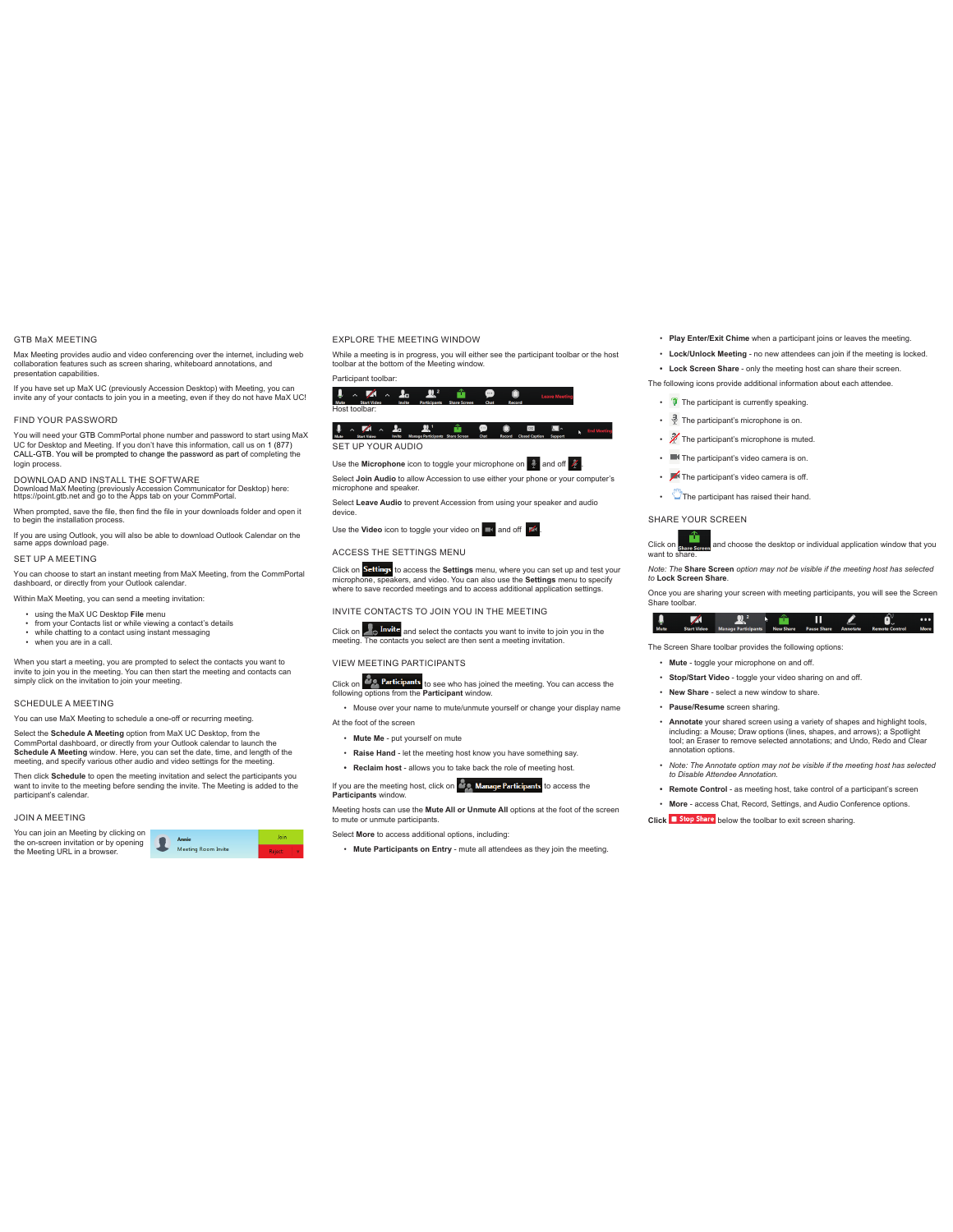## GTB MaX MEETING

Max Meeting provides audio and video conferencing over the internet, including web collaboration features such as screen sharing, whiteboard annotations, and presentation capabilities.

If you have set up MaX UC (previously Accession Desktop) with Meeting, you can invite any of your contacts to join you in a meeting, even if they do not have MaX UC!

## FIND YOUR PASSWORD

You will need your GTB CommPortal phone number and password to start using MaX UC for Desktop and Meeting. If you don't have this information, call us on 1 (877) CALL-GTB. You will be prompted to change the password as part of completing the login process.

## DOWNLOAD AND INSTALL THE SOFTWARE

Download MaX Meeting (previously Accession Communicator for Desktop) here: https://point.gtb.net and go to the Apps tab on your CommPortal.

When prompted, save the file, then find the file in your downloads folder and open it to begin the installation process.

If you are using Outlook, you will also be able to download Outlook Calendar on the same apps download page.

## SET UP A MEETING

You can choose to start an instant meeting from MaX Meeting, from the CommPortal dashboard, or directly from your Outlook calendar.

Within MaX Meeting, you can send a meeting invitation:

- using the MaX UC Desktop **File** menu
- from your Contacts list or while viewing a contact's details
- while chatting to a contact using instant messaging
- when you are in a call.

When you start a meeting, you are prompted to select the contacts you want to invite to join you in the meeting. You can then start the meeting and contacts can simply click on the invitation to join your meeting.

## SCHEDULE A MEETING

You can use MaX Meeting to schedule a one-off or recurring meeting.

Select the **Schedule A Meeting** option from MaX UC Desktop, from the CommPortal dashboard, or directly from your Outlook calendar to launch the **Schedule A Meeting** window. Here, you can set the date, time, and length of the meeting, and specify various other audio and video settings for the meeting.

Then click **Schedule** to open the meeting invitation and select the participants you want to invite to the meeting before sending the invite. The Meeting is added to the participant's calendar.

## JOIN A MEETING

You can join an Meeting by clicking on the on-screen invitation or by opening the Meeting URL in a browser.

Annie
Meeting Room Invite
Join
Reject

## EXPLORE THE MEETING WINDOW

While a meeting is in progress, you will either see the participant toolbar or the host toolbar at the bottom of the Meeting window.

Participant toolbar:

Mute, Start Video, Invite, Participants, Share Screen, Chat, Record, Leave Meeting

Host toolbar:

Mute, Start Video, Invite, Manage Participants, Share Screen, Chat, Record, Closed Caption, Support, End Meeting

## SET UP YOUR AUDIO

Use the **Microphone** icon to toggle your microphone on and off.

Select **Join Audio** to allow Accession to use either your phone or your computer's microphone and speaker.

Select **Leave Audio** to prevent Accession from using your speaker and audio device.

Use the **Video** icon to toggle your video on and off.

## ACCESS THE SETTINGS MENU

Click on **Settings** to access the **Settings** menu, where you can set up and test your microphone, speakers, and video. You can also use the **Settings** menu to specify where to save recorded meetings and to access additional application settings.

## INVITE CONTACTS TO JOIN YOU IN THE MEETING

Click on **Invite** and select the contacts you want to invite to join you in the meeting. The contacts you select are then sent a meeting invitation.

## VIEW MEETING PARTICIPANTS

Click on **Participants** to see who has joined the meeting. You can access the following options from the **Participant** window.

- Mouse over your name to mute/unmute yourself or change your display name

At the foot of the screen

- **Mute Me** - put yourself on mute
- **Raise Hand** - let the meeting host know you have something say.
- **Reclaim host** - allows you to take back the role of meeting host.

If you are the meeting host, click on **Manage Participants** to access the **Participants** window.

Meeting hosts can use the **Mute All or Unmute All** options at the foot of the screen to mute or unmute participants.

Select **More** to access additional options, including:

- **Mute Participants on Entry** - mute all attendees as they join the meeting.
- **Play Enter/Exit Chime** when a participant joins or leaves the meeting.
- **Lock/Unlock Meeting** - no new attendees can join if the meeting is locked.
- **Lock Screen Share** - only the meeting host can share their screen.

The following icons provide additional information about each attendee.

- The participant is currently speaking.
- The participant's microphone is on.
- The participant's microphone is muted.
- The participant's video camera is on.
- The participant's video camera is off.
- The participant has raised their hand.

## SHARE YOUR SCREEN

Click on **Share Screen** and choose the desktop or individual application window that you want to share.

*Note: The* ***Share Screen*** *option may not be visible if the meeting host has selected to* ***Lock Screen Share****.*

Once you are sharing your screen with meeting participants, you will see the Screen Share toolbar.

Mute, Start Video, Manage Participants, New Share, Pause Share, Annotate, Remote Control, More

The Screen Share toolbar provides the following options:

- **Mute** - toggle your microphone on and off.
- **Stop/Start Video** - toggle your video sharing on and off.
- **New Share** - select a new window to share.
- **Pause/Resume** screen sharing.
- **Annotate** your shared screen using a variety of shapes and highlight tools, including: a Mouse; Draw options (lines, shapes, and arrows); a Spotlight tool; an Eraser to remove selected annotations; and Undo, Redo and Clear annotation options.
- *Note: The Annotate option may not be visible if the meeting host has selected to Disable Attendee Annotation.*
- **Remote Control** - as meeting host, take control of a participant's screen
- **More** - access Chat, Record, Settings, and Audio Conference options.

**Click** **Stop Share** below the toolbar to exit screen sharing.